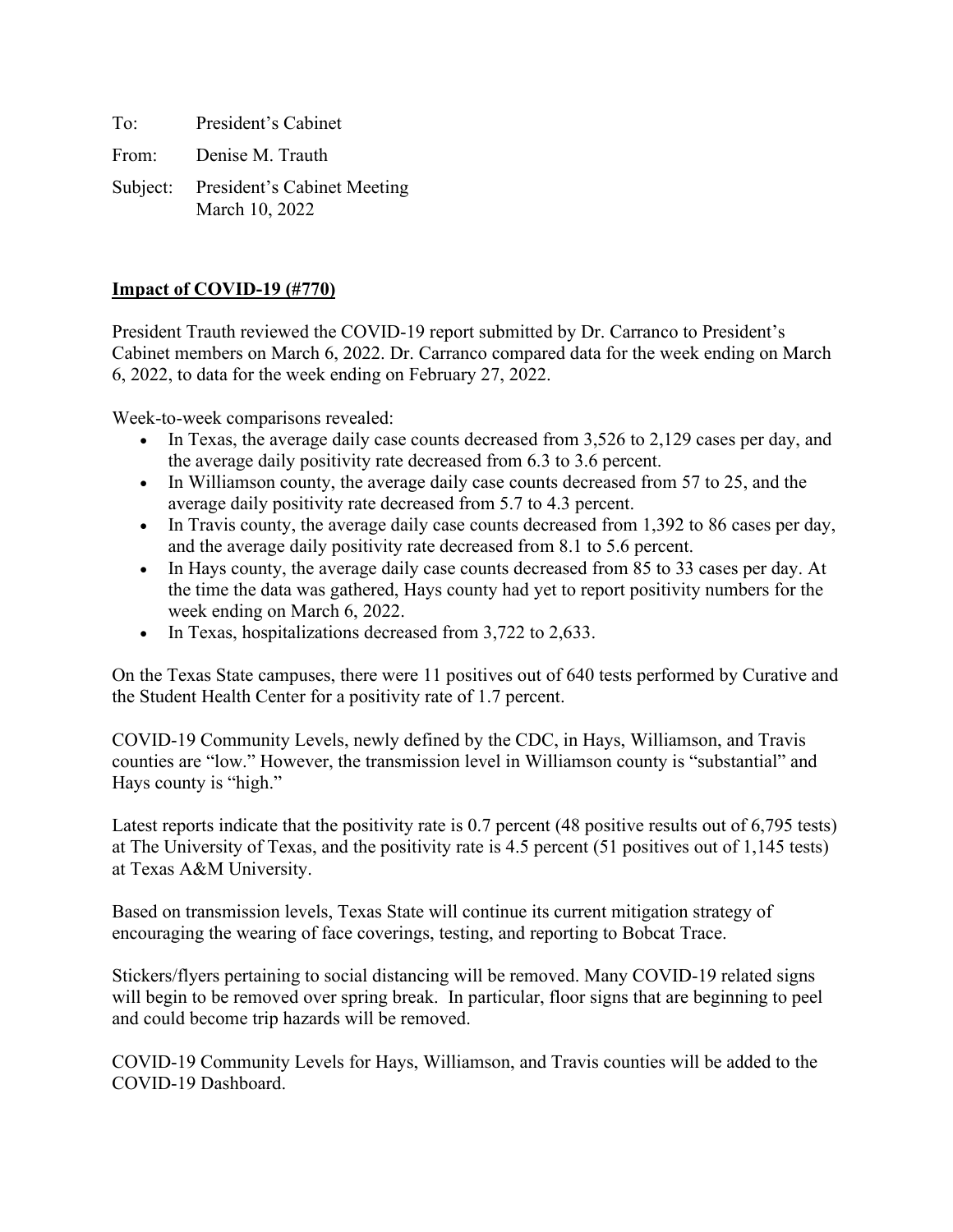To: President's Cabinet

From: Denise M. Trauth

Subject: President's Cabinet Meeting
March 10, 2022

**<u>Impact of COVID-19 (#770)</u>**

President Trauth reviewed the COVID-19 report submitted by Dr. Carranco to President's Cabinet members on March 6, 2022. Dr. Carranco compared data for the week ending on March 6, 2022, to data for the week ending on February 27, 2022.

Week-to-week comparisons revealed:

- In Texas, the average daily case counts decreased from 3,526 to 2,129 cases per day, and the average daily positivity rate decreased from 6.3 to 3.6 percent.
- In Williamson county, the average daily case counts decreased from 57 to 25, and the average daily positivity rate decreased from 5.7 to 4.3 percent.
- In Travis county, the average daily case counts decreased from 1,392 to 86 cases per day, and the average daily positivity rate decreased from 8.1 to 5.6 percent.
- In Hays county, the average daily case counts decreased from 85 to 33 cases per day. At the time the data was gathered, Hays county had yet to report positivity numbers for the week ending on March 6, 2022.
- In Texas, hospitalizations decreased from 3,722 to 2,633.

On the Texas State campuses, there were 11 positives out of 640 tests performed by Curative and the Student Health Center for a positivity rate of 1.7 percent.

COVID-19 Community Levels, newly defined by the CDC, in Hays, Williamson, and Travis counties are "low." However, the transmission level in Williamson county is "substantial" and Hays county is "high."

Latest reports indicate that the positivity rate is 0.7 percent (48 positive results out of 6,795 tests) at The University of Texas, and the positivity rate is 4.5 percent (51 positives out of 1,145 tests) at Texas A&M University.

Based on transmission levels, Texas State will continue its current mitigation strategy of encouraging the wearing of face coverings, testing, and reporting to Bobcat Trace.

Stickers/flyers pertaining to social distancing will be removed. Many COVID-19 related signs will begin to be removed over spring break. In particular, floor signs that are beginning to peel and could become trip hazards will be removed.

COVID-19 Community Levels for Hays, Williamson, and Travis counties will be added to the COVID-19 Dashboard.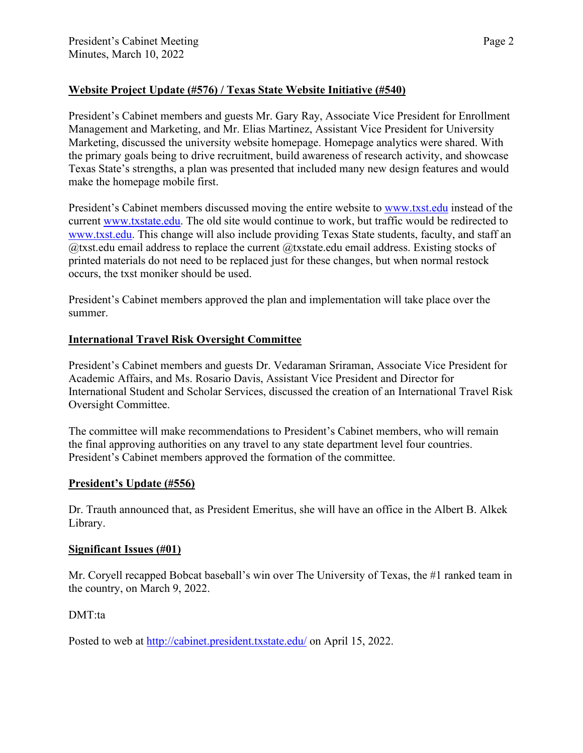**Website Project Update (#576) / Texas State Website Initiative (#540)**

President's Cabinet members and guests Mr. Gary Ray, Associate Vice President for Enrollment Management and Marketing, and Mr. Elias Martinez, Assistant Vice President for University Marketing, discussed the university website homepage. Homepage analytics were shared. With the primary goals being to drive recruitment, build awareness of research activity, and showcase Texas State's strengths, a plan was presented that included many new design features and would make the homepage mobile first.

President's Cabinet members discussed moving the entire website to www.txst.edu instead of the current www.txstate.edu. The old site would continue to work, but traffic would be redirected to www.txst.edu. This change will also include providing Texas State students, faculty, and staff an @txst.edu email address to replace the current @txstate.edu email address. Existing stocks of printed materials do not need to be replaced just for these changes, but when normal restock occurs, the txst moniker should be used.

President's Cabinet members approved the plan and implementation will take place over the summer.

**International Travel Risk Oversight Committee**

President's Cabinet members and guests Dr. Vedaraman Sriraman, Associate Vice President for Academic Affairs, and Ms. Rosario Davis, Assistant Vice President and Director for International Student and Scholar Services, discussed the creation of an International Travel Risk Oversight Committee.

The committee will make recommendations to President's Cabinet members, who will remain the final approving authorities on any travel to any state department level four countries. President's Cabinet members approved the formation of the committee.

**President's Update (#556)**

Dr. Trauth announced that, as President Emeritus, she will have an office in the Albert B. Alkek Library.

**Significant Issues (#01)**

Mr. Coryell recapped Bobcat baseball's win over The University of Texas, the #1 ranked team in the country, on March 9, 2022.

DMT:ta

Posted to web at http://cabinet.president.txstate.edu/ on April 15, 2022.